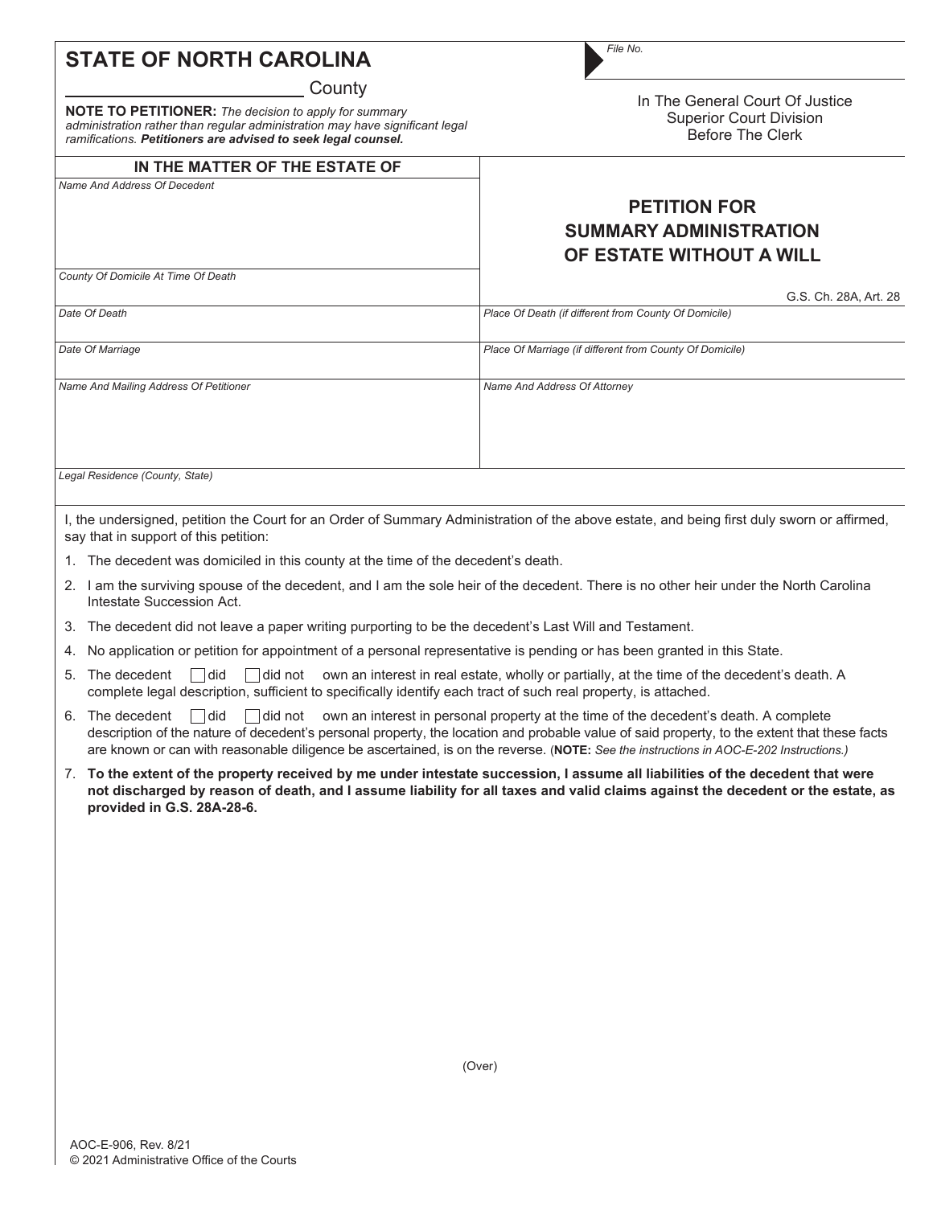# STATE OF NORTH CAROLINA

_______________ County

*File No.*

In The General Court Of Justice
Superior Court Division
Before The Clerk

**NOTE TO PETITIONER:** *The decision to apply for summary administration rather than regular administration may have significant legal ramifications.* ***Petitioners are advised to seek legal counsel.***

## PETITION FOR SUMMARY ADMINISTRATION OF ESTATE WITHOUT A WILL

G.S. Ch. 28A, Art. 28

| IN THE MATTER OF THE ESTATE OF | |
|---|---|
| *Name And Address Of Decedent* | |
| *County Of Domicile At Time Of Death* | |
| *Date Of Death* | *Place Of Death (if different from County Of Domicile)* |
| *Date Of Marriage* | *Place Of Marriage (if different from County Of Domicile)* |
| *Name And Mailing Address Of Petitioner* | *Name And Address Of Attorney* |
| *Legal Residence (County, State)* | |

I, the undersigned, petition the Court for an Order of Summary Administration of the above estate, and being first duly sworn or affirmed, say that in support of this petition:

1. The decedent was domiciled in this county at the time of the decedent's death.
2. I am the surviving spouse of the decedent, and I am the sole heir of the decedent. There is no other heir under the North Carolina Intestate Succession Act.
3. The decedent did not leave a paper writing purporting to be the decedent's Last Will and Testament.
4. No application or petition for appointment of a personal representative is pending or has been granted in this State.
5. The decedent ☐ did ☐ did not own an interest in real estate, wholly or partially, at the time of the decedent's death. A complete legal description, sufficient to specifically identify each tract of such real property, is attached.
6. The decedent ☐ did ☐ did not own an interest in personal property at the time of the decedent's death. A complete description of the nature of decedent's personal property, the location and probable value of said property, to the extent that these facts are known or can with reasonable diligence be ascertained, is on the reverse. (**NOTE:** *See the instructions in AOC-E-202 Instructions.)*
7. **To the extent of the property received by me under intestate succession, I assume all liabilities of the decedent that were not discharged by reason of death, and I assume liability for all taxes and valid claims against the decedent or the estate, as provided in G.S. 28A-28-6.**

(Over)

AOC-E-906, Rev. 8/21
© 2021 Administrative Office of the Courts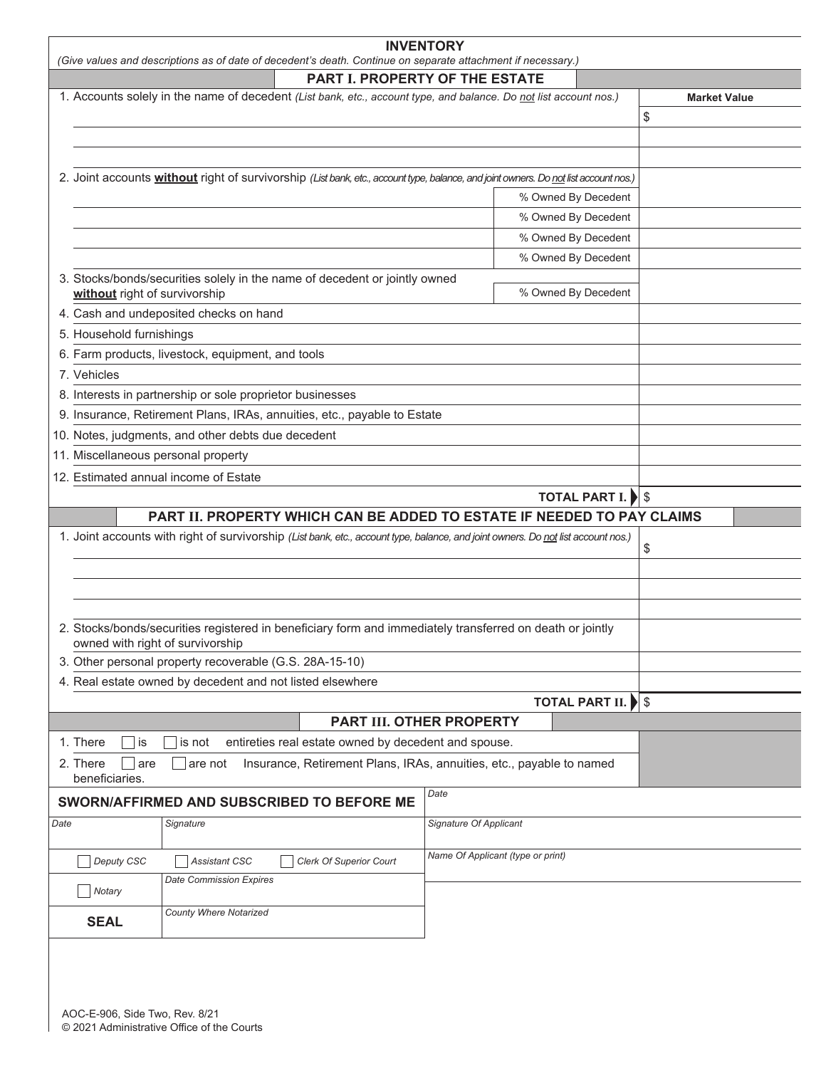## INVENTORY

*(Give values and descriptions as of date of decedent's death. Continue on separate attachment if necessary.)*

### PART I. PROPERTY OF THE ESTATE

| | | Market Value |
|---|---|---|
| 1. Accounts solely in the name of decedent *(List bank, etc., account type, and balance. Do not list account nos.)* | | $ |
| | | |
| | | |
| 2. Joint accounts **without** right of survivorship *(List bank, etc., account type, balance, and joint owners. Do not list account nos.)* | | |
| | % Owned By Decedent | |
| | % Owned By Decedent | |
| | % Owned By Decedent | |
| | % Owned By Decedent | |
| 3. Stocks/bonds/securities solely in the name of decedent or jointly owned **without** right of survivorship | % Owned By Decedent | |
| 4. Cash and undeposited checks on hand | | |
| 5. Household furnishings | | |
| 6. Farm products, livestock, equipment, and tools | | |
| 7. Vehicles | | |
| 8. Interests in partnership or sole proprietor businesses | | |
| 9. Insurance, Retirement Plans, IRAs, annuities, etc., payable to Estate | | |
| 10. Notes, judgments, and other debts due decedent | | |
| 11. Miscellaneous personal property | | |
| 12. Estimated annual income of Estate | | |
| | **TOTAL PART I.** | $ |

### PART II. PROPERTY WHICH CAN BE ADDED TO ESTATE IF NEEDED TO PAY CLAIMS

| | |
|---|---|
| 1. Joint accounts with right of survivorship *(List bank, etc., account type, balance, and joint owners. Do not list account nos.)* | $ |
| | |
| | |
| | |
| 2. Stocks/bonds/securities registered in beneficiary form and immediately transferred on death or jointly owned with right of survivorship | |
| 3. Other personal property recoverable (G.S. 28A-15-10) | |
| 4. Real estate owned by decedent and not listed elsewhere | |
| **TOTAL PART II.** | $ |

### PART III. OTHER PROPERTY

1. There ☐ is ☐ is not entireties real estate owned by decedent and spouse.

2. There ☐ are ☐ are not Insurance, Retirement Plans, IRAs, annuities, etc., payable to named beneficiaries.

**SWORN/AFFIRMED AND SUBSCRIBED TO BEFORE ME**

| | | |
|---|---|---|
| *Date* | *Signature* | *Date* |
| | | *Signature Of Applicant* |
| ☐ *Deputy CSC* | ☐ *Assistant CSC* ☐ *Clerk Of Superior Court* | *Name Of Applicant (type or print)* |
| ☐ *Notary* | *Date Commission Expires* | |
| **SEAL** | *County Where Notarized* | |

AOC-E-906, Side Two, Rev. 8/21
© 2021 Administrative Office of the Courts